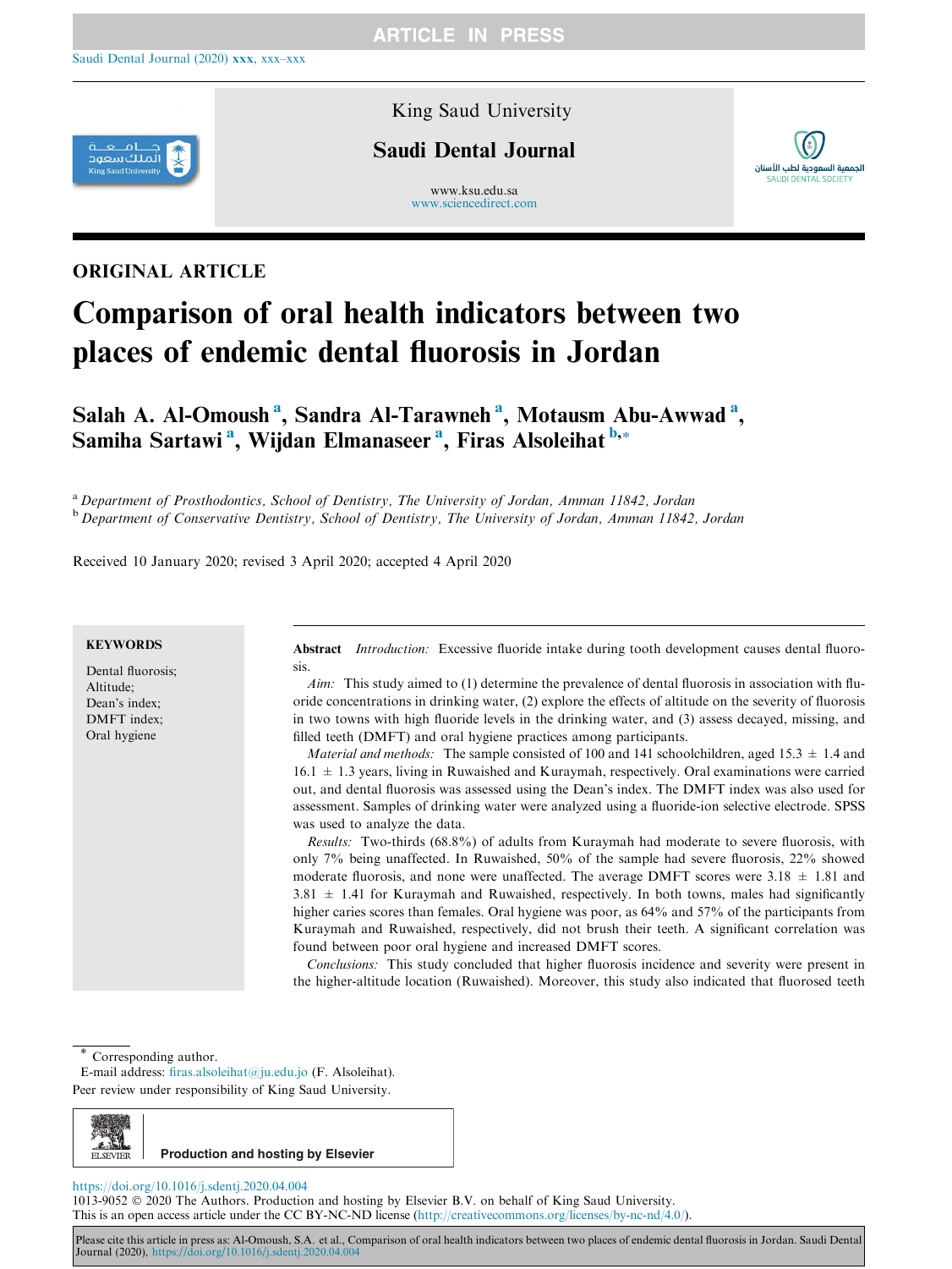ORIGINAL ARTICLE

# Comparison of oral health indicators between two places of endemic dental fluorosis in Jordan

**Salah A. Al-Omoush [a], Sandra Al-Tarawneh [a], Motausm Abu-Awwad [a], Samiha Sartawi [a], Wijdan Elmanaseer [a], Firas Alsoleihat [b,*]**

[a] *Department of Prosthodontics, School of Dentistry, The University of Jordan, Amman 11842, Jordan*
[b] *Department of Conservative Dentistry, School of Dentistry, The University of Jordan, Amman 11842, Jordan*

Received 10 January 2020; revised 3 April 2020; accepted 4 April 2020

**KEYWORDS**

Dental fluorosis;
Altitude;
Dean's index;
DMFT index;
Oral hygiene

**Abstract** *Introduction:* Excessive fluoride intake during tooth development causes dental fluorosis.

*Aim:* This study aimed to (1) determine the prevalence of dental fluorosis in association with fluoride concentrations in drinking water, (2) explore the effects of altitude on the severity of fluorosis in two towns with high fluoride levels in the drinking water, and (3) assess decayed, missing, and filled teeth (DMFT) and oral hygiene practices among participants.

*Material and methods:* The sample consisted of 100 and 141 schoolchildren, aged 15.3 ± 1.4 and 16.1 ± 1.3 years, living in Ruwaished and Kuraymah, respectively. Oral examinations were carried out, and dental fluorosis was assessed using the Dean's index. The DMFT index was also used for assessment. Samples of drinking water were analyzed using a fluoride-ion selective electrode. SPSS was used to analyze the data.

*Results:* Two-thirds (68.8%) of adults from Kuraymah had moderate to severe fluorosis, with only 7% being unaffected. In Ruwaished, 50% of the sample had severe fluorosis, 22% showed moderate fluorosis, and none were unaffected. The average DMFT scores were 3.18 ± 1.81 and 3.81 ± 1.41 for Kuraymah and Ruwaished, respectively. In both towns, males had significantly higher caries scores than females. Oral hygiene was poor, as 64% and 57% of the participants from Kuraymah and Ruwaished, respectively, did not brush their teeth. A significant correlation was found between poor oral hygiene and increased DMFT scores.

*Conclusions:* This study concluded that higher fluorosis incidence and severity were present in the higher-altitude location (Ruwaished). Moreover, this study also indicated that fluorosed teeth

\* Corresponding author.
E-mail address: firas.alsoleihat@ju.edu.jo (F. Alsoleihat).
Peer review under responsibility of King Saud University.

https://doi.org/10.1016/j.sdentj.2020.04.004
1013-9052 © 2020 The Authors. Production and hosting by Elsevier B.V. on behalf of King Saud University.
This is an open access article under the CC BY-NC-ND license (http://creativecommons.org/licenses/by-nc-nd/4.0/).

Please cite this article in press as: Al-Omoush, S.A. et al., Comparison of oral health indicators between two places of endemic dental fluorosis in Jordan. Saudi Dental Journal (2020), https://doi.org/10.1016/j.sdentj.2020.04.004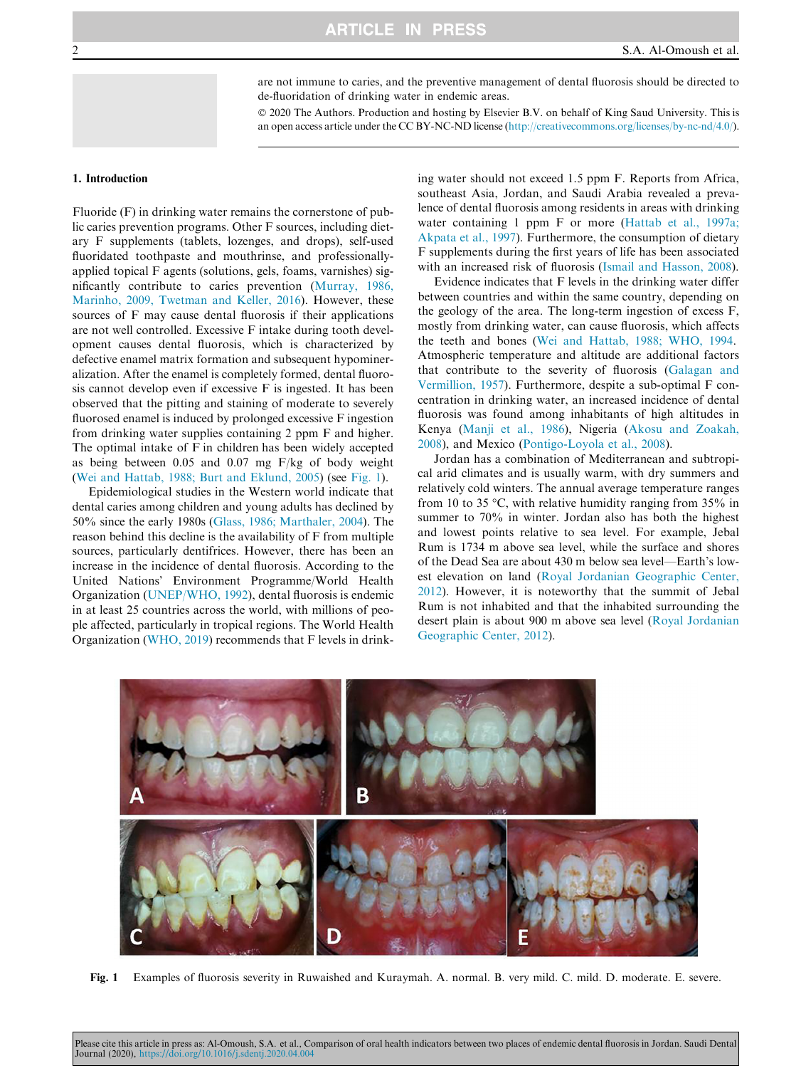are not immune to caries, and the preventive management of dental fluorosis should be directed to de-fluoridation of drinking water in endemic areas.

© 2020 The Authors. Production and hosting by Elsevier B.V. on behalf of King Saud University. This is an open access article under the CC BY-NC-ND license (http://creativecommons.org/licenses/by-nc-nd/4.0/).

## 1. Introduction

Fluoride (F) in drinking water remains the cornerstone of public caries prevention programs. Other F sources, including dietary F supplements (tablets, lozenges, and drops), self-used fluoridated toothpaste and mouthrinse, and professionally-applied topical F agents (solutions, gels, foams, varnishes) significantly contribute to caries prevention (Murray, 1986, Marinho, 2009, Twetman and Keller, 2016). However, these sources of F may cause dental fluorosis if their applications are not well controlled. Excessive F intake during tooth development causes dental fluorosis, which is characterized by defective enamel matrix formation and subsequent hypomineralization. After the enamel is completely formed, dental fluorosis cannot develop even if excessive F is ingested. It has been observed that the pitting and staining of moderate to severely fluorosed enamel is induced by prolonged excessive F ingestion from drinking water supplies containing 2 ppm F and higher. The optimal intake of F in children has been widely accepted as being between 0.05 and 0.07 mg F/kg of body weight (Wei and Hattab, 1988; Burt and Eklund, 2005) (see Fig. 1).

Epidemiological studies in the Western world indicate that dental caries among children and young adults has declined by 50% since the early 1980s (Glass, 1986; Marthaler, 2004). The reason behind this decline is the availability of F from multiple sources, particularly dentifrices. However, there has been an increase in the incidence of dental fluorosis. According to the United Nations' Environment Programme/World Health Organization (UNEP/WHO, 1992), dental fluorosis is endemic in at least 25 countries across the world, with millions of people affected, particularly in tropical regions. The World Health Organization (WHO, 2019) recommends that F levels in drinking water should not exceed 1.5 ppm F. Reports from Africa, southeast Asia, Jordan, and Saudi Arabia revealed a prevalence of dental fluorosis among residents in areas with drinking water containing 1 ppm F or more (Hattab et al., 1997a; Akpata et al., 1997). Furthermore, the consumption of dietary F supplements during the first years of life has been associated with an increased risk of fluorosis (Ismail and Hasson, 2008).

Evidence indicates that F levels in the drinking water differ between countries and within the same country, depending on the geology of the area. The long-term ingestion of excess F, mostly from drinking water, can cause fluorosis, which affects the teeth and bones (Wei and Hattab, 1988; WHO, 1994. Atmospheric temperature and altitude are additional factors that contribute to the severity of fluorosis (Galagan and Vermillion, 1957). Furthermore, despite a sub-optimal F concentration in drinking water, an increased incidence of dental fluorosis was found among inhabitants of high altitudes in Kenya (Manji et al., 1986), Nigeria (Akosu and Zoakah, 2008), and Mexico (Pontigo-Loyola et al., 2008).

Jordan has a combination of Mediterranean and subtropical arid climates and is usually warm, with dry summers and relatively cold winters. The annual average temperature ranges from 10 to 35 °C, with relative humidity ranging from 35% in summer to 70% in winter. Jordan also has both the highest and lowest points relative to sea level. For example, Jebal Rum is 1734 m above sea level, while the surface and shores of the Dead Sea are about 430 m below sea level—Earth's lowest elevation on land (Royal Jordanian Geographic Center, 2012). However, it is noteworthy that the summit of Jebal Rum is not inhabited and that the inhabited surrounding the desert plain is about 900 m above sea level (Royal Jordanian Geographic Center, 2012).

**Fig. 1** Examples of fluorosis severity in Ruwaished and Kuraymah. A. normal. B. very mild. C. mild. D. moderate. E. severe.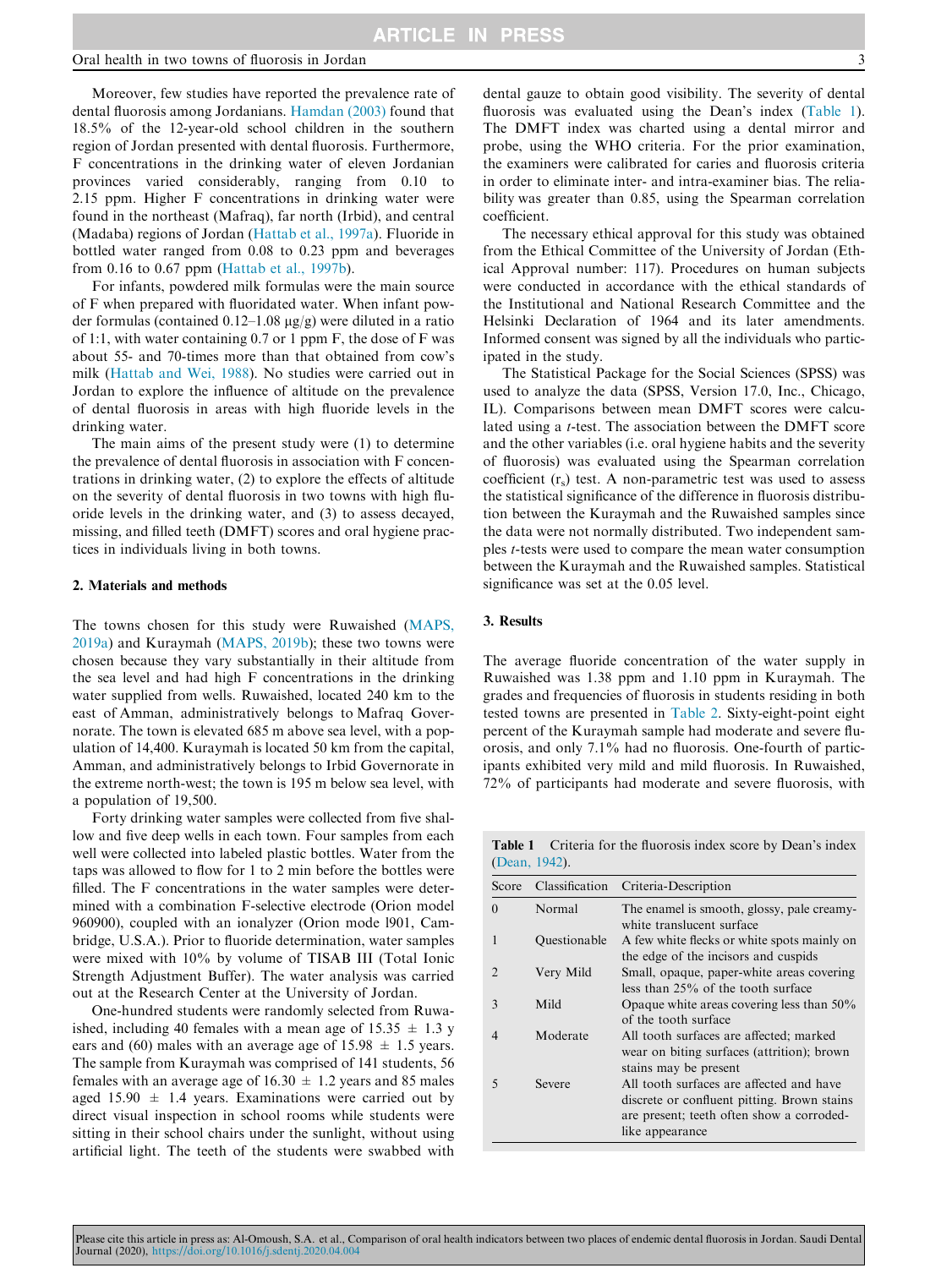Moreover, few studies have reported the prevalence rate of dental fluorosis among Jordanians. Hamdan (2003) found that 18.5% of the 12-year-old school children in the southern region of Jordan presented with dental fluorosis. Furthermore, F concentrations in the drinking water of eleven Jordanian provinces varied considerably, ranging from 0.10 to 2.15 ppm. Higher F concentrations in drinking water were found in the northeast (Mafraq), far north (Irbid), and central (Madaba) regions of Jordan (Hattab et al., 1997a). Fluoride in bottled water ranged from 0.08 to 0.23 ppm and beverages from 0.16 to 0.67 ppm (Hattab et al., 1997b).

For infants, powdered milk formulas were the main source of F when prepared with fluoridated water. When infant powder formulas (contained 0.12–1.08 μg/g) were diluted in a ratio of 1:1, with water containing 0.7 or 1 ppm F, the dose of F was about 55- and 70-times more than that obtained from cow's milk (Hattab and Wei, 1988). No studies were carried out in Jordan to explore the influence of altitude on the prevalence of dental fluorosis in areas with high fluoride levels in the drinking water.

The main aims of the present study were (1) to determine the prevalence of dental fluorosis in association with F concentrations in drinking water, (2) to explore the effects of altitude on the severity of dental fluorosis in two towns with high fluoride levels in the drinking water, and (3) to assess decayed, missing, and filled teeth (DMFT) scores and oral hygiene practices in individuals living in both towns.

## 2. Materials and methods

The towns chosen for this study were Ruwaished (MAPS, 2019a) and Kuraymah (MAPS, 2019b); these two towns were chosen because they vary substantially in their altitude from the sea level and had high F concentrations in the drinking water supplied from wells. Ruwaished, located 240 km to the east of Amman, administratively belongs to Mafraq Governorate. The town is elevated 685 m above sea level, with a population of 14,400. Kuraymah is located 50 km from the capital, Amman, and administratively belongs to Irbid Governorate in the extreme north-west; the town is 195 m below sea level, with a population of 19,500.

Forty drinking water samples were collected from five shallow and five deep wells in each town. Four samples from each well were collected into labeled plastic bottles. Water from the taps was allowed to flow for 1 to 2 min before the bottles were filled. The F concentrations in the water samples were determined with a combination F-selective electrode (Orion model 960900), coupled with an ionalyzer (Orion mode l901, Cambridge, U.S.A.). Prior to fluoride determination, water samples were mixed with 10% by volume of TISAB III (Total Ionic Strength Adjustment Buffer). The water analysis was carried out at the Research Center at the University of Jordan.

One-hundred students were randomly selected from Ruwaished, including 40 females with a mean age of 15.35 ± 1.3 y ears and (60) males with an average age of 15.98 ± 1.5 years. The sample from Kuraymah was comprised of 141 students, 56 females with an average age of 16.30 ± 1.2 years and 85 males aged 15.90 ± 1.4 years. Examinations were carried out by direct visual inspection in school rooms while students were sitting in their school chairs under the sunlight, without using artificial light. The teeth of the students were swabbed with dental gauze to obtain good visibility. The severity of dental fluorosis was evaluated using the Dean's index (Table 1). The DMFT index was charted using a dental mirror and probe, using the WHO criteria. For the prior examination, the examiners were calibrated for caries and fluorosis criteria in order to eliminate inter- and intra-examiner bias. The reliability was greater than 0.85, using the Spearman correlation coefficient.

The necessary ethical approval for this study was obtained from the Ethical Committee of the University of Jordan (Ethical Approval number: 117). Procedures on human subjects were conducted in accordance with the ethical standards of the Institutional and National Research Committee and the Helsinki Declaration of 1964 and its later amendments. Informed consent was signed by all the individuals who participated in the study.

The Statistical Package for the Social Sciences (SPSS) was used to analyze the data (SPSS, Version 17.0, Inc., Chicago, IL). Comparisons between mean DMFT scores were calculated using a *t*-test. The association between the DMFT score and the other variables (i.e. oral hygiene habits and the severity of fluorosis) was evaluated using the Spearman correlation coefficient ($r_s$) test. A non-parametric test was used to assess the statistical significance of the difference in fluorosis distribution between the Kuraymah and the Ruwaished samples since the data were not normally distributed. Two independent samples *t*-tests were used to compare the mean water consumption between the Kuraymah and the Ruwaished samples. Statistical significance was set at the 0.05 level.

## 3. Results

The average fluoride concentration of the water supply in Ruwaished was 1.38 ppm and 1.10 ppm in Kuraymah. The grades and frequencies of fluorosis in students residing in both tested towns are presented in Table 2. Sixty-eight-point eight percent of the Kuraymah sample had moderate and severe fluorosis, and only 7.1% had no fluorosis. One-fourth of participants exhibited very mild and mild fluorosis. In Ruwaished, 72% of participants had moderate and severe fluorosis, with

**Table 1** Criteria for the fluorosis index score by Dean's index (Dean, 1942).

| Score | Classification | Criteria-Description |
|---|---|---|
| 0 | Normal | The enamel is smooth, glossy, pale creamy-white translucent surface |
| 1 | Questionable | A few white flecks or white spots mainly on the edge of the incisors and cuspids |
| 2 | Very Mild | Small, opaque, paper-white areas covering less than 25% of the tooth surface |
| 3 | Mild | Opaque white areas covering less than 50% of the tooth surface |
| 4 | Moderate | All tooth surfaces are affected; marked wear on biting surfaces (attrition); brown stains may be present |
| 5 | Severe | All tooth surfaces are affected and have discrete or confluent pitting. Brown stains are present; teeth often show a corroded-like appearance |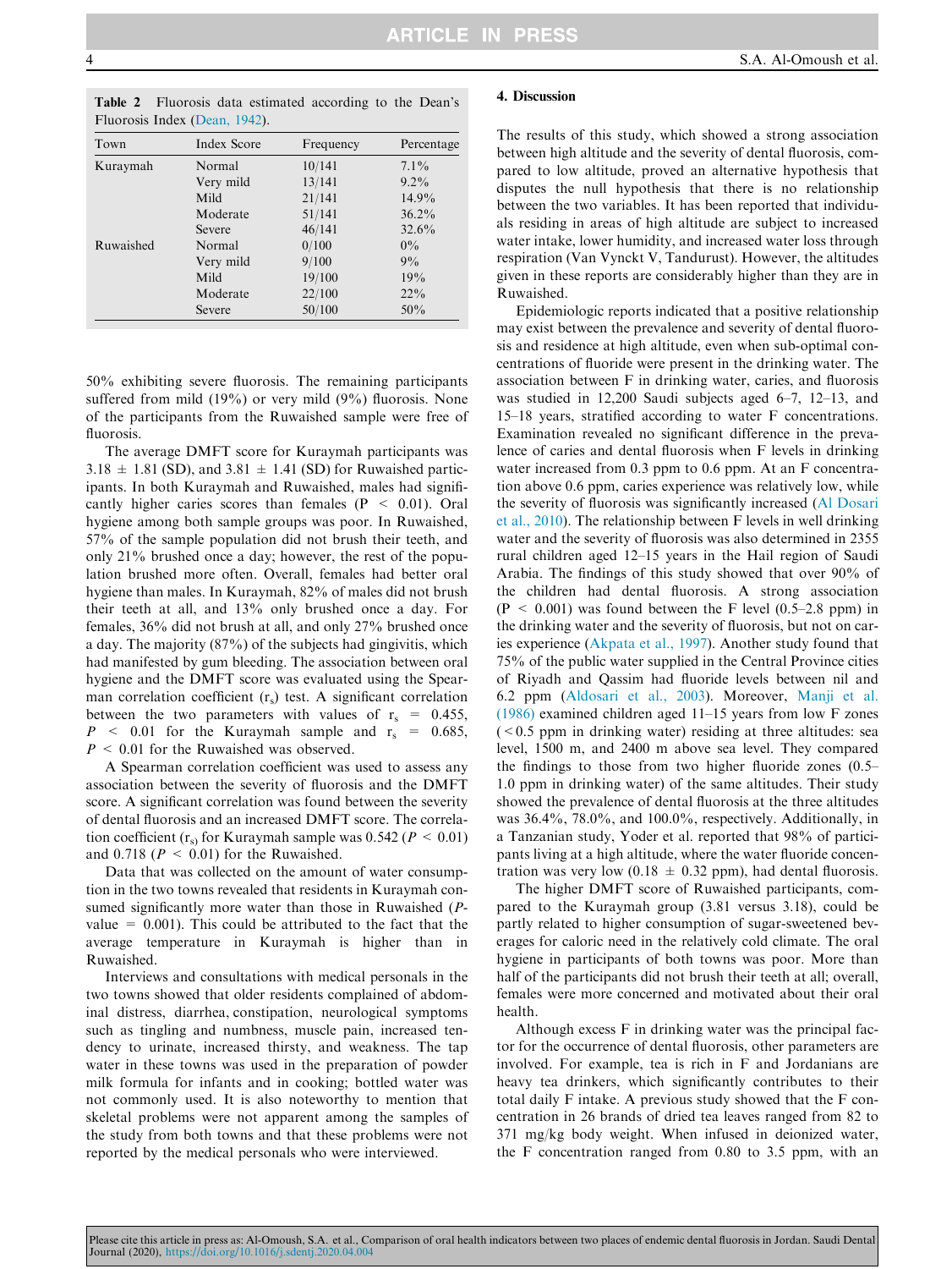**Table 2** Fluorosis data estimated according to the Dean's Fluorosis Index (Dean, 1942).

| Town | Index Score | Frequency | Percentage |
|---|---|---|---|
| Kuraymah | Normal | 10/141 | 7.1% |
| | Very mild | 13/141 | 9.2% |
| | Mild | 21/141 | 14.9% |
| | Moderate | 51/141 | 36.2% |
| | Severe | 46/141 | 32.6% |
| Ruwaished | Normal | 0/100 | 0% |
| | Very mild | 9/100 | 9% |
| | Mild | 19/100 | 19% |
| | Moderate | 22/100 | 22% |
| | Severe | 50/100 | 50% |

50% exhibiting severe fluorosis. The remaining participants suffered from mild (19%) or very mild (9%) fluorosis. None of the participants from the Ruwaished sample were free of fluorosis.

The average DMFT score for Kuraymah participants was 3.18 ± 1.81 (SD), and 3.81 ± 1.41 (SD) for Ruwaished participants. In both Kuraymah and Ruwaished, males had significantly higher caries scores than females ($P < 0.01$). Oral hygiene among both sample groups was poor. In Ruwaished, 57% of the sample population did not brush their teeth, and only 21% brushed once a day; however, the rest of the population brushed more often. Overall, females had better oral hygiene than males. In Kuraymah, 82% of males did not brush their teeth at all, and 13% only brushed once a day. For females, 36% did not brush at all, and only 27% brushed once a day. The majority (87%) of the subjects had gingivitis, which had manifested by gum bleeding. The association between oral hygiene and the DMFT score was evaluated using the Spearman correlation coefficient ($r_s$) test. A significant correlation between the two parameters with values of $r_s = 0.455$, $P < 0.01$ for the Kuraymah sample and $r_s = 0.685$, $P < 0.01$ for the Ruwaished was observed.

A Spearman correlation coefficient was used to assess any association between the severity of fluorosis and the DMFT score. A significant correlation was found between the severity of dental fluorosis and an increased DMFT score. The correlation coefficient ($r_s$) for Kuraymah sample was 0.542 ($P < 0.01$) and 0.718 ($P < 0.01$) for the Ruwaished.

Data that was collected on the amount of water consumption in the two towns revealed that residents in Kuraymah consumed significantly more water than those in Ruwaished ($P$-value = 0.001). This could be attributed to the fact that the average temperature in Kuraymah is higher than in Ruwaished.

Interviews and consultations with medical personals in the two towns showed that older residents complained of abdominal distress, diarrhea, constipation, neurological symptoms such as tingling and numbness, muscle pain, increased tendency to urinate, increased thirsty, and weakness. The tap water in these towns was used in the preparation of powder milk formula for infants and in cooking; bottled water was not commonly used. It is also noteworthy to mention that skeletal problems were not apparent among the samples of the study from both towns and that these problems were not reported by the medical personals who were interviewed.

## 4. Discussion

The results of this study, which showed a strong association between high altitude and the severity of dental fluorosis, compared to low altitude, proved an alternative hypothesis that disputes the null hypothesis that there is no relationship between the two variables. It has been reported that individuals residing in areas of high altitude are subject to increased water intake, lower humidity, and increased water loss through respiration (Van Vynckt V, Tandurust). However, the altitudes given in these reports are considerably higher than they are in Ruwaished.

Epidemiologic reports indicated that a positive relationship may exist between the prevalence and severity of dental fluorosis and residence at high altitude, even when sub-optimal concentrations of fluoride were present in the drinking water. The association between F in drinking water, caries, and fluorosis was studied in 12,200 Saudi subjects aged 6–7, 12–13, and 15–18 years, stratified according to water F concentrations. Examination revealed no significant difference in the prevalence of caries and dental fluorosis when F levels in drinking water increased from 0.3 ppm to 0.6 ppm. At an F concentration above 0.6 ppm, caries experience was relatively low, while the severity of fluorosis was significantly increased (Al Dosari et al., 2010). The relationship between F levels in well drinking water and the severity of fluorosis was also determined in 2355 rural children aged 12–15 years in the Hail region of Saudi Arabia. The findings of this study showed that over 90% of the children had dental fluorosis. A strong association ($P < 0.001$) was found between the F level (0.5–2.8 ppm) in the drinking water and the severity of fluorosis, but not on caries experience (Akpata et al., 1997). Another study found that 75% of the public water supplied in the Central Province cities of Riyadh and Qassim had fluoride levels between nil and 6.2 ppm (Aldosari et al., 2003). Moreover, Manji et al. (1986) examined children aged 11–15 years from low F zones (<0.5 ppm in drinking water) residing at three altitudes: sea level, 1500 m, and 2400 m above sea level. They compared the findings to those from two higher fluoride zones (0.5–1.0 ppm in drinking water) of the same altitudes. Their study showed the prevalence of dental fluorosis at the three altitudes was 36.4%, 78.0%, and 100.0%, respectively. Additionally, in a Tanzanian study, Yoder et al. reported that 98% of participants living at a high altitude, where the water fluoride concentration was very low (0.18 ± 0.32 ppm), had dental fluorosis.

The higher DMFT score of Ruwaished participants, compared to the Kuraymah group (3.81 versus 3.18), could be partly related to higher consumption of sugar-sweetened beverages for caloric need in the relatively cold climate. The oral hygiene in participants of both towns was poor. More than half of the participants did not brush their teeth at all; overall, females were more concerned and motivated about their oral health.

Although excess F in drinking water was the principal factor for the occurrence of dental fluorosis, other parameters are involved. For example, tea is rich in F and Jordanians are heavy tea drinkers, which significantly contributes to their total daily F intake. A previous study showed that the F concentration in 26 brands of dried tea leaves ranged from 82 to 371 mg/kg body weight. When infused in deionized water, the F concentration ranged from 0.80 to 3.5 ppm, with an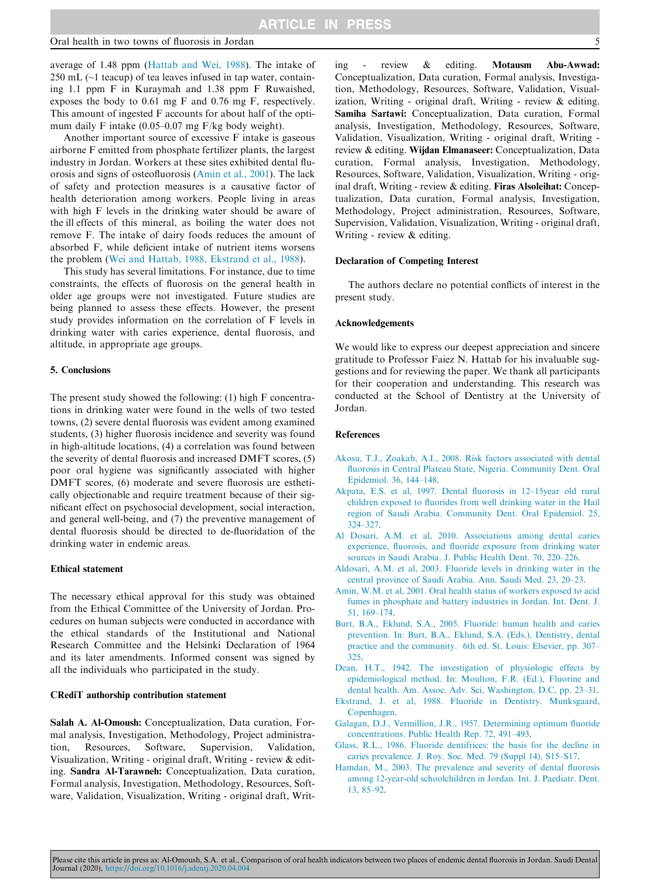average of 1.48 ppm (Hattab and Wei, 1988). The intake of 250 mL (~1 teacup) of tea leaves infused in tap water, containing 1.1 ppm F in Kuraymah and 1.38 ppm F Ruwaished, exposes the body to 0.61 mg F and 0.76 mg F, respectively. This amount of ingested F accounts for about half of the optimum daily F intake (0.05–0.07 mg F/kg body weight).

Another important source of excessive F intake is gaseous airborne F emitted from phosphate fertilizer plants, the largest industry in Jordan. Workers at these sites exhibited dental fluorosis and signs of osteofluorosis (Amin et al., 2001). The lack of safety and protection measures is a causative factor of health deterioration among workers. People living in areas with high F levels in the drinking water should be aware of the ill effects of this mineral, as boiling the water does not remove F. The intake of dairy foods reduces the amount of absorbed F, while deficient intake of nutrient items worsens the problem (Wei and Hattab, 1988, Ekstrand et al., 1988).

This study has several limitations. For instance, due to time constraints, the effects of fluorosis on the general health in older age groups were not investigated. Future studies are being planned to assess these effects. However, the present study provides information on the correlation of F levels in drinking water with caries experience, dental fluorosis, and altitude, in appropriate age groups.

## 5. Conclusions

The present study showed the following: (1) high F concentrations in drinking water were found in the wells of two tested towns, (2) severe dental fluorosis was evident among examined students, (3) higher fluorosis incidence and severity was found in high-altitude locations, (4) a correlation was found between the severity of dental fluorosis and increased DMFT scores, (5) poor oral hygiene was significantly associated with higher DMFT scores, (6) moderate and severe fluorosis are esthetically objectionable and require treatment because of their significant effect on psychosocial development, social interaction, and general well-being, and (7) the preventive management of dental fluorosis should be directed to de-fluoridation of the drinking water in endemic areas.

## Ethical statement

The necessary ethical approval for this study was obtained from the Ethical Committee of the University of Jordan. Procedures on human subjects were conducted in accordance with the ethical standards of the Institutional and National Research Committee and the Helsinki Declaration of 1964 and its later amendments. Informed consent was signed by all the individuals who participated in the study.

## CRediT authorship contribution statement

**Salah A. Al-Omoush:** Conceptualization, Data curation, Formal analysis, Investigation, Methodology, Project administration, Resources, Software, Supervision, Validation, Visualization, Writing - original draft, Writing - review & editing. **Sandra Al-Tarawneh:** Conceptualization, Data curation, Formal analysis, Investigation, Methodology, Resources, Software, Validation, Visualization, Writing - original draft, Writing - review & editing. **Motausm Abu-Awwad:** Conceptualization, Data curation, Formal analysis, Investigation, Methodology, Resources, Software, Validation, Visualization, Writing - original draft, Writing - review & editing. **Samiha Sartawi:** Conceptualization, Data curation, Formal analysis, Investigation, Methodology, Resources, Software, Validation, Visualization, Writing - original draft, Writing - review & editing. **Wijdan Elmanaseer:** Conceptualization, Data curation, Formal analysis, Investigation, Methodology, Resources, Software, Validation, Visualization, Writing - original draft, Writing - review & editing. **Firas Alsoleihat:** Conceptualization, Data curation, Formal analysis, Investigation, Methodology, Project administration, Resources, Software, Supervision, Validation, Visualization, Writing - original draft, Writing - review & editing.

## Declaration of Competing Interest

The authors declare no potential conflicts of interest in the present study.

## Acknowledgements

We would like to express our deepest appreciation and sincere gratitude to Professor Faiez N. Hattab for his invaluable suggestions and for reviewing the paper. We thank all participants for their cooperation and understanding. This research was conducted at the School of Dentistry at the University of Jordan.

## References

Akosu, T.J., Zoakah, A.I., 2008. Risk factors associated with dental fluorosis in Central Plateau State, Nigeria. Community Dent. Oral Epidemiol. 36, 144–148.

Akpata, E.S. et al, 1997. Dental fluorosis in 12–15year old rural children exposed to fluorides from well drinking water in the Hail region of Saudi Arabia. Community Dent. Oral Epidemiol. 25, 324–327.

Al Dosari, A.M. et al, 2010. Associations among dental caries experience, fluorosis, and fluoride exposure from drinking water sources in Saudi Arabia. J. Public Health Dent. 70, 220–226.

Aldosari, A.M. et al, 2003. Fluoride levels in drinking water in the central province of Saudi Arabia. Ann. Saudi Med. 23, 20–23.

Amin, W.M. et al, 2001. Oral health status of workers exposed to acid fumes in phosphate and battery industries in Jordan. Int. Dent. J. 51, 169–174.

Burt, B.A., Eklund, S.A., 2005. Fluoride: human health and caries prevention. In: Burt, B.A., Eklund, S.A. (Eds.), Dentistry, dental practice and the community. 6th ed. St. Louis: Elsevier, pp. 307–325.

Dean, H.T., 1942. The investigation of physiologic effects by epidemiological method. In: Moulton, F.R. (Ed.), Fluorine and dental health. Am. Assoc. Adv. Sci, Washington, D.C, pp. 23–31.

Ekstrand, J. et al, 1988. Fluoride in Dentistry. Munksgaard, Copenhagen.

Galagan, D.J., Vermillion, J.R., 1957. Determining optimum fluoride concentrations. Public Health Rep. 72, 491–493.

Glass, R.L., 1986. Fluoride dentifrices: the basis for the decline in caries prevalence. J. Roy. Soc. Med. 79 (Suppl 14), S15–S17.

Hamdan, M., 2003. The prevalence and severity of dental fluorosis among 12-year-old schoolchildren in Jordan. Int. J. Paediatr. Dent. 13, 85–92.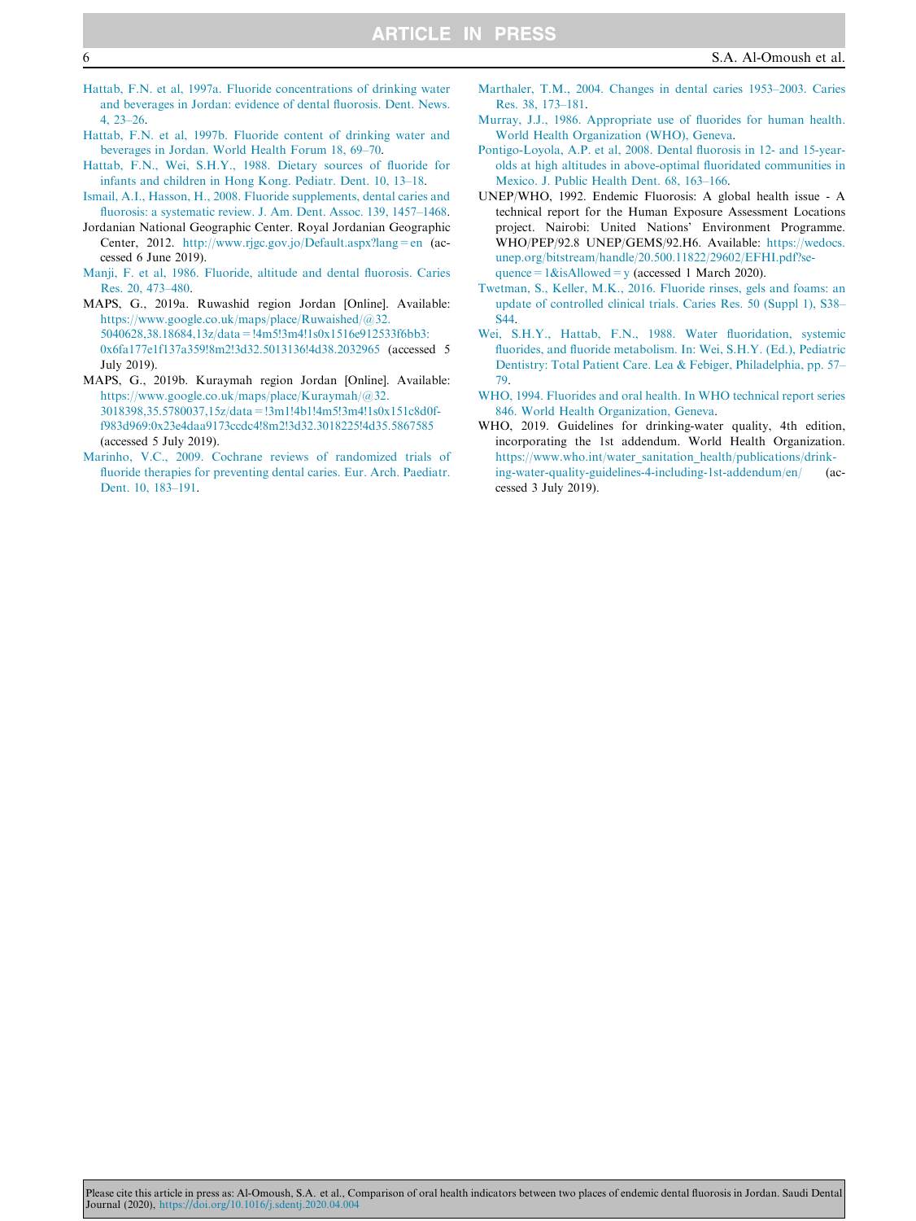Hattab, F.N. et al, 1997a. Fluoride concentrations of drinking water and beverages in Jordan: evidence of dental fluorosis. Dent. News. 4, 23–26.

Hattab, F.N. et al, 1997b. Fluoride content of drinking water and beverages in Jordan. World Health Forum 18, 69–70.

Hattab, F.N., Wei, S.H.Y., 1988. Dietary sources of fluoride for infants and children in Hong Kong. Pediatr. Dent. 10, 13–18.

Ismail, A.I., Hasson, H., 2008. Fluoride supplements, dental caries and fluorosis: a systematic review. J. Am. Dent. Assoc. 139, 1457–1468.

Jordanian National Geographic Center. Royal Jordanian Geographic Center, 2012. http://www.rjgc.gov.jo/Default.aspx?lang=en (accessed 6 June 2019).

Manji, F. et al, 1986. Fluoride, altitude and dental fluorosis. Caries Res. 20, 473–480.

MAPS, G., 2019a. Ruwashid region Jordan [Online]. Available: https://www.google.co.uk/maps/place/Ruwaished/@32.5040628,38.18684,13z/data=!4m5!3m4!1s0x1516e912533f6bb3:0x6fa177e1f137a359!8m2!3d32.5013136!4d38.2032965 (accessed 5 July 2019).

MAPS, G., 2019b. Kuraymah region Jordan [Online]. Available: https://www.google.co.uk/maps/place/Kuraymah/@32.3018398,35.5780037,15z/data=!3m1!4b1!4m5!3m4!1s0x151c8d0f-f983d969:0x23e4daa9173ccdc4!8m2!3d32.3018225!4d35.5867585 (accessed 5 July 2019).

Marinho, V.C., 2009. Cochrane reviews of randomized trials of fluoride therapies for preventing dental caries. Eur. Arch. Paediatr. Dent. 10, 183–191.

Marthaler, T.M., 2004. Changes in dental caries 1953–2003. Caries Res. 38, 173–181.

Murray, J.J., 1986. Appropriate use of fluorides for human health. World Health Organization (WHO), Geneva.

Pontigo-Loyola, A.P. et al, 2008. Dental fluorosis in 12- and 15-year-olds at high altitudes in above-optimal fluoridated communities in Mexico. J. Public Health Dent. 68, 163–166.

UNEP/WHO, 1992. Endemic Fluorosis: A global health issue - A technical report for the Human Exposure Assessment Locations project. Nairobi: United Nations' Environment Programme. WHO/PEP/92.8 UNEP/GEMS/92.H6. Available: https://wedocs.unep.org/bitstream/handle/20.500.11822/29602/EFHI.pdf?sequence=1&isAllowed=y (accessed 1 March 2020).

Twetman, S., Keller, M.K., 2016. Fluoride rinses, gels and foams: an update of controlled clinical trials. Caries Res. 50 (Suppl 1), S38–S44.

Wei, S.H.Y., Hattab, F.N., 1988. Water fluoridation, systemic fluorides, and fluoride metabolism. In: Wei, S.H.Y. (Ed.), Pediatric Dentistry: Total Patient Care. Lea & Febiger, Philadelphia, pp. 57–79.

WHO, 1994. Fluorides and oral health. In WHO technical report series 846. World Health Organization, Geneva.

WHO, 2019. Guidelines for drinking-water quality, 4th edition, incorporating the 1st addendum. World Health Organization. https://www.who.int/water_sanitation_health/publications/drinking-water-quality-guidelines-4-including-1st-addendum/en/ (accessed 3 July 2019).